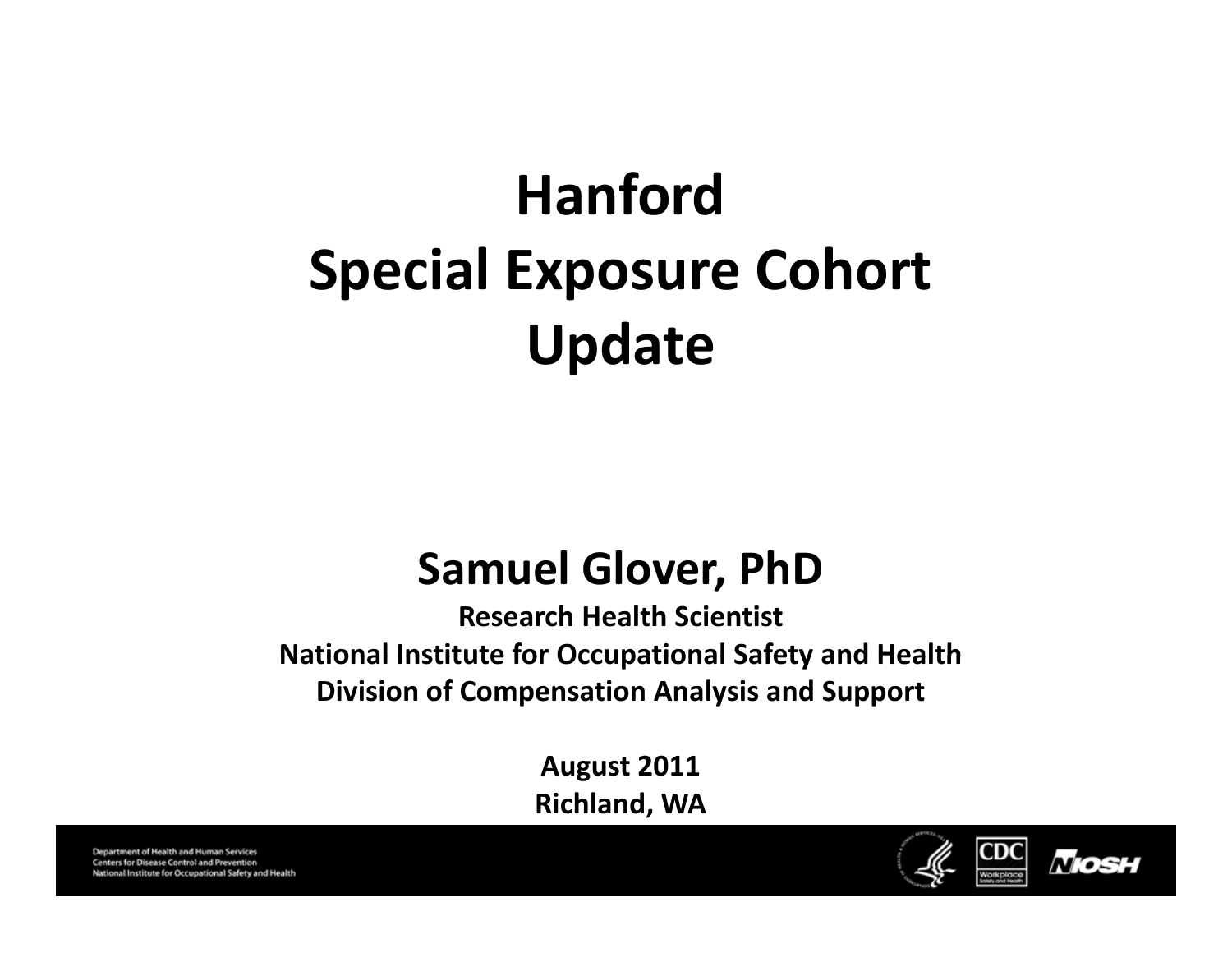# Hanford Special Exposure Cohort Update

**Samuel Glover, PhD**

**Research Health Scientist**

**National Institute for Occupational Safety and Health**

**Division of Compensation Analysis and Support**

**August 2011**

**Richland, WA**

Department of Health and Human Services
Centers for Disease Control and Prevention
National Institute for Occupational Safety and Health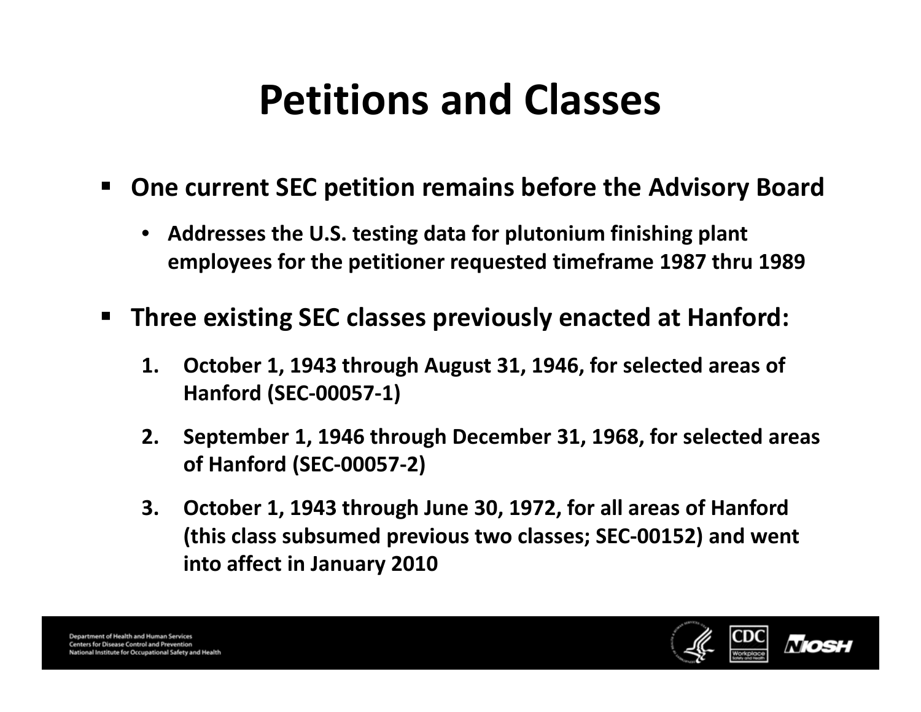# Petitions and Classes

- **One current SEC petition remains before the Advisory Board**
  - **Addresses the U.S. testing data for plutonium finishing plant employees for the petitioner requested timeframe 1987 thru 1989**
- **Three existing SEC classes previously enacted at Hanford:**
  1. **October 1, 1943 through August 31, 1946, for selected areas of Hanford (SEC-00057-1)**
  2. **September 1, 1946 through December 31, 1968, for selected areas of Hanford (SEC-00057-2)**
  3. **October 1, 1943 through June 30, 1972, for all areas of Hanford (this class subsumed previous two classes; SEC-00152) and went into affect in January 2010**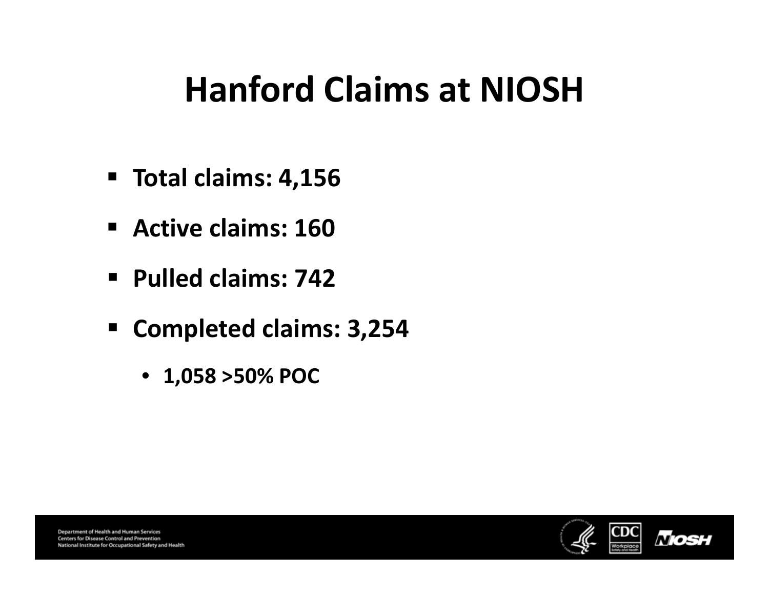# Hanford Claims at NIOSH

- **Total claims: 4,156**
- **Active claims: 160**
- **Pulled claims: 742**
- **Completed claims: 3,254**
  - **1,058 >50% POC**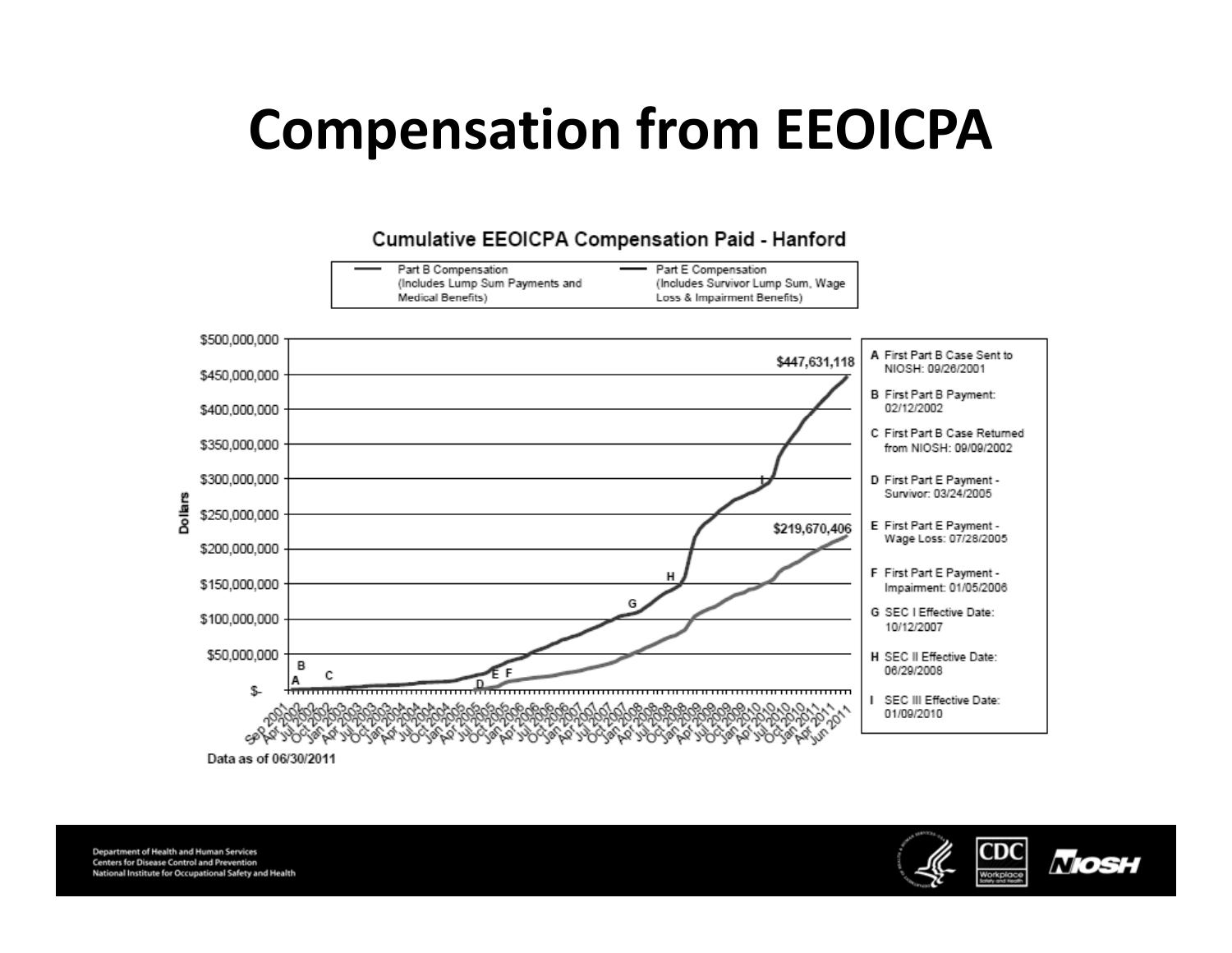# Compensation from EEOICPA

## Cumulative EEOICPA Compensation Paid - Hanford

Part B Compensation (Includes Lump Sum Payments and Medical Benefits)

Part E Compensation (Includes Survivor Lump Sum, Wage Loss & Impairment Benefits)

$447,631,118

$219,670,406

Dollars

$500,000,000
$450,000,000
$400,000,000
$350,000,000
$300,000,000
$250,000,000
$200,000,000
$150,000,000
$100,000,000
$50,000,000
$-

Sep 2001, Apr 2002, Jul 2002, Oct 2002, Jan 2003, Apr 2003, Jul 2003, Oct 2003, Jan 2004, Apr 2004, Jul 2004, Oct 2004, Jan 2005, Apr 2005, Jul 2005, Oct 2005, Jan 2006, Apr 2006, Jul 2006, Oct 2006, Jan 2007, Apr 2007, Jul 2007, Oct 2007, Jan 2008, Apr 2008, Jul 2008, Oct 2008, Jan 2009, Apr 2009, Jul 2009, Oct 2009, Jan 2010, Apr 2010, Jul 2010, Oct 2010, Jan 2011, Apr 2011, Jun 2011

Data as of 06/30/2011

- A First Part B Case Sent to NIOSH: 09/26/2001
- B First Part B Payment: 02/12/2002
- C First Part B Case Returned from NIOSH: 09/09/2002
- D First Part E Payment - Survivor: 03/24/2005
- E First Part E Payment - Wage Loss: 07/28/2005
- F First Part E Payment - Impairment: 01/05/2006
- G SEC I Effective Date: 10/12/2007
- H SEC II Effective Date: 06/29/2008
- I SEC III Effective Date: 01/09/2010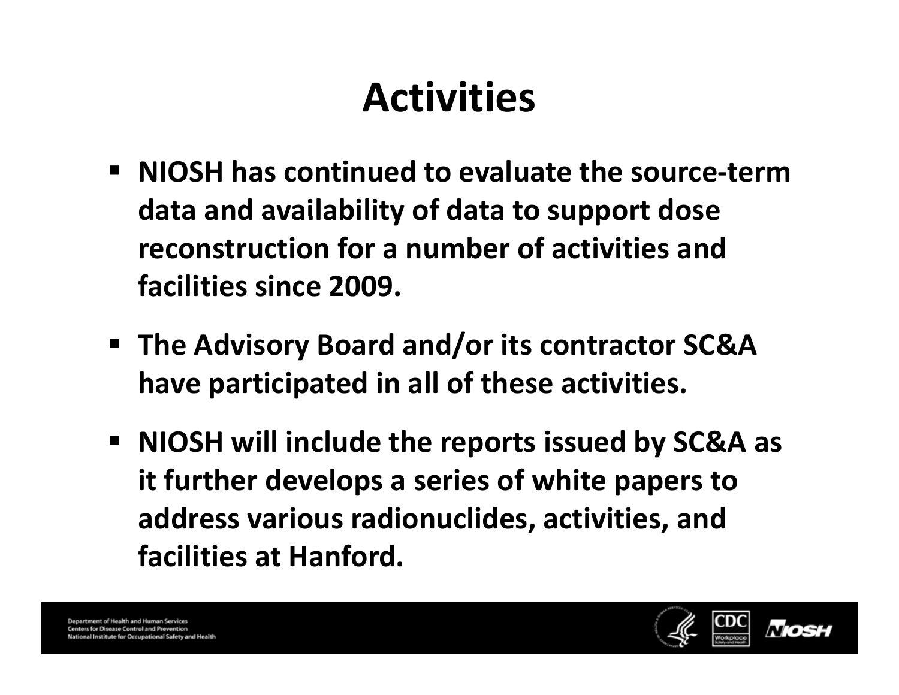# Activities

- **NIOSH has continued to evaluate the source-term data and availability of data to support dose reconstruction for a number of activities and facilities since 2009.**
- **The Advisory Board and/or its contractor SC&A have participated in all of these activities.**
- **NIOSH will include the reports issued by SC&A as it further develops a series of white papers to address various radionuclides, activities, and facilities at Hanford.**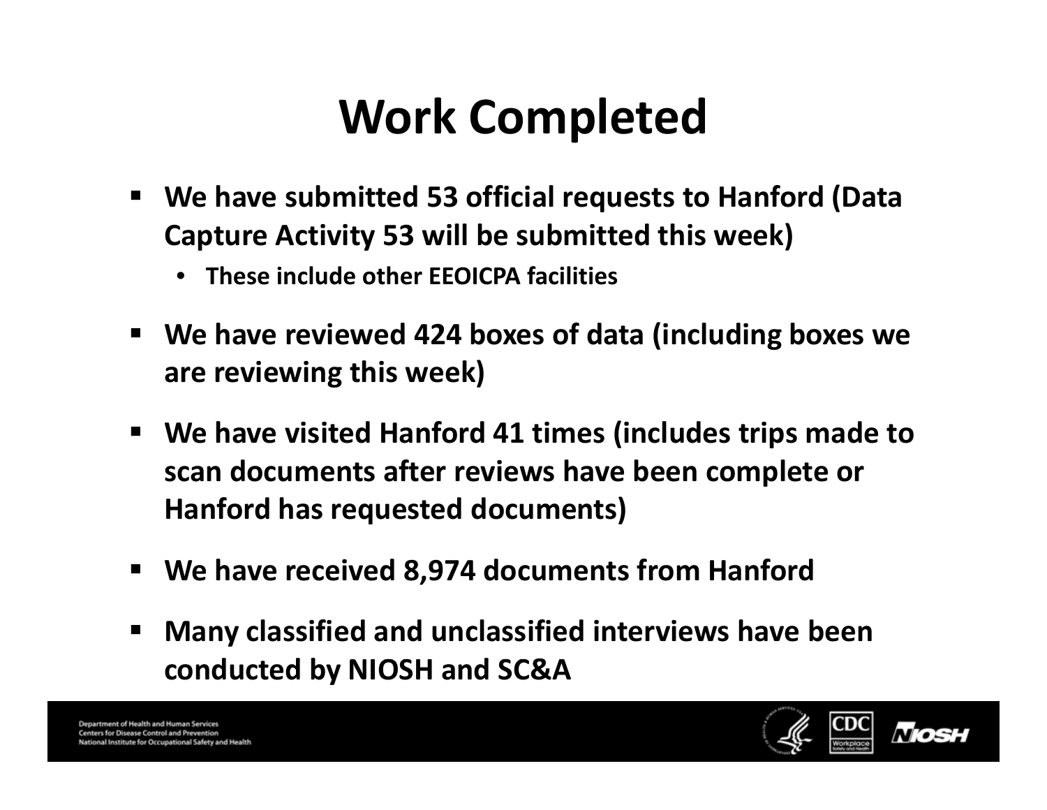# Work Completed

- We have submitted 53 official requests to Hanford (Data Capture Activity 53 will be submitted this week)
  - These include other EEOICPA facilities
- We have reviewed 424 boxes of data (including boxes we are reviewing this week)
- We have visited Hanford 41 times (includes trips made to scan documents after reviews have been complete or Hanford has requested documents)
- We have received 8,974 documents from Hanford
- Many classified and unclassified interviews have been conducted by NIOSH and SC&A